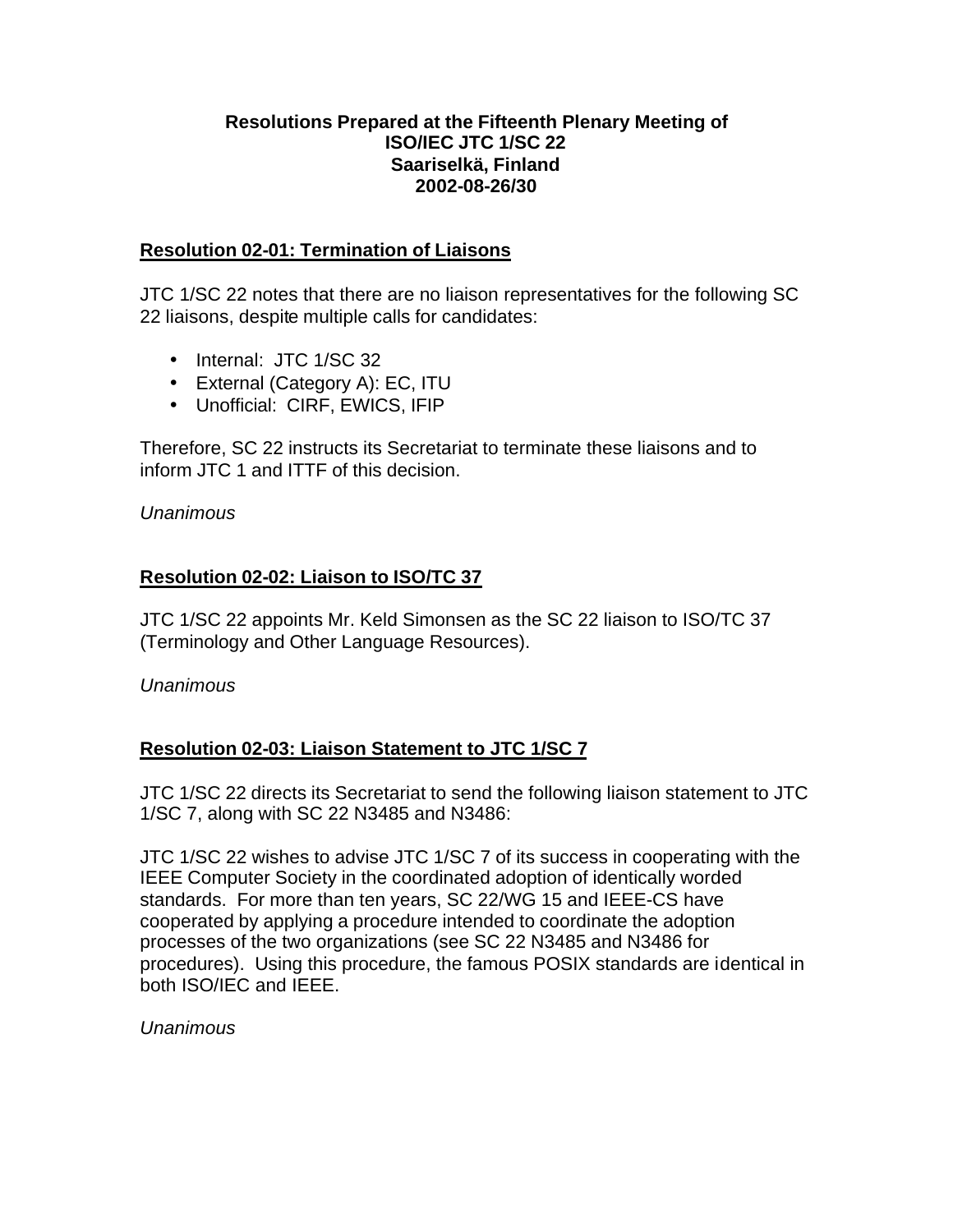# Resolutions Prepared at the Fifteenth Plenary Meeting of ISO/IEC JTC 1/SC 22 Saariselkä, Finland 2002-08-26/30

## Resolution 02-01: Termination of Liaisons

JTC 1/SC 22 notes that there are no liaison representatives for the following SC 22 liaisons, despite multiple calls for candidates:

- Internal: JTC 1/SC 32
- External (Category A): EC, ITU
- Unofficial: CIRF, EWICS, IFIP

Therefore, SC 22 instructs its Secretariat to terminate these liaisons and to inform JTC 1 and ITTF of this decision.

*Unanimous*

## Resolution 02-02: Liaison to ISO/TC 37

JTC 1/SC 22 appoints Mr. Keld Simonsen as the SC 22 liaison to ISO/TC 37 (Terminology and Other Language Resources).

*Unanimous*

## Resolution 02-03: Liaison Statement to JTC 1/SC 7

JTC 1/SC 22 directs its Secretariat to send the following liaison statement to JTC 1/SC 7, along with SC 22 N3485 and N3486:

JTC 1/SC 22 wishes to advise JTC 1/SC 7 of its success in cooperating with the IEEE Computer Society in the coordinated adoption of identically worded standards. For more than ten years, SC 22/WG 15 and IEEE-CS have cooperated by applying a procedure intended to coordinate the adoption processes of the two organizations (see SC 22 N3485 and N3486 for procedures). Using this procedure, the famous POSIX standards are identical in both ISO/IEC and IEEE.

*Unanimous*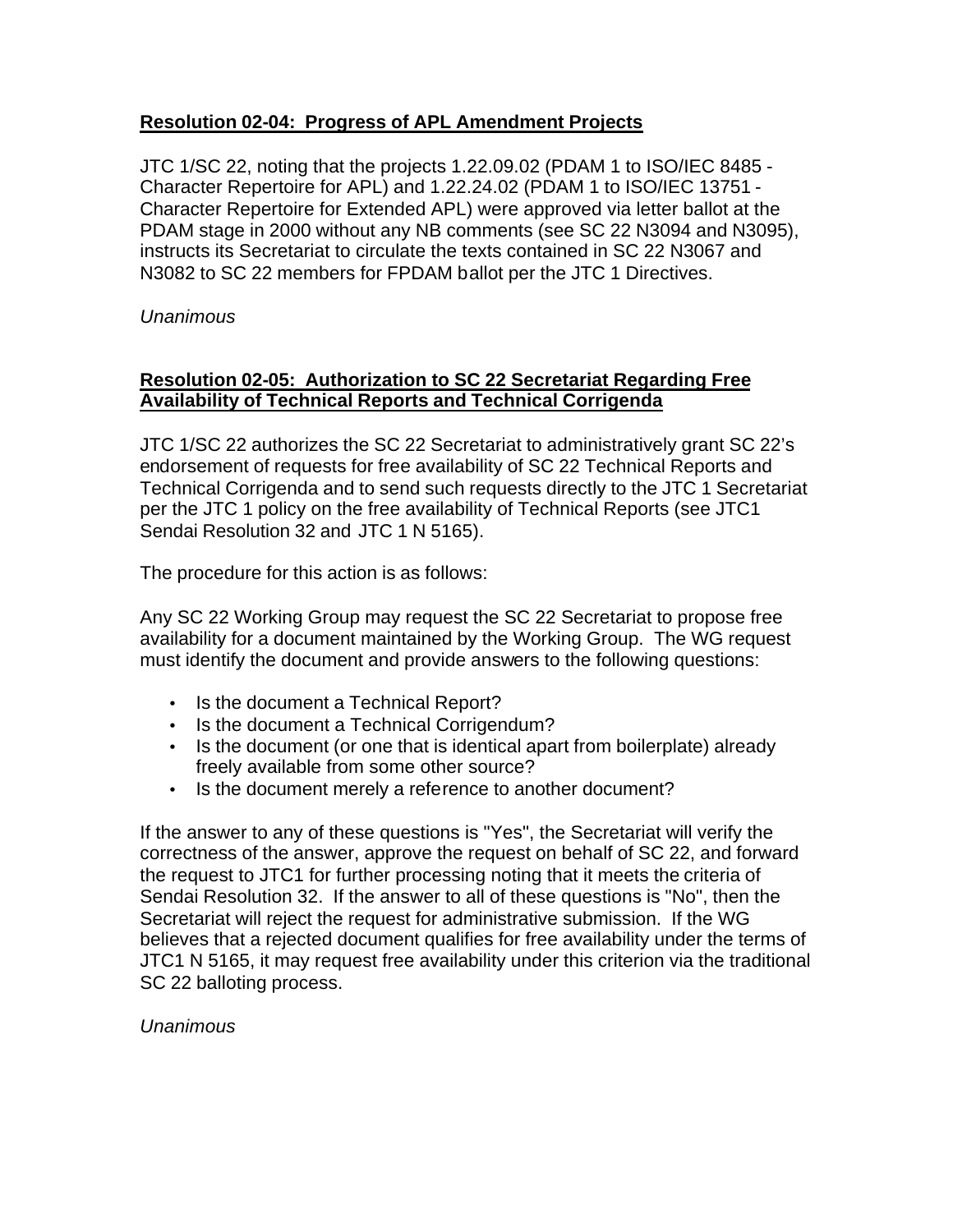**Resolution 02-04: Progress of APL Amendment Projects**

JTC 1/SC 22, noting that the projects 1.22.09.02 (PDAM 1 to ISO/IEC 8485 - Character Repertoire for APL) and 1.22.24.02 (PDAM 1 to ISO/IEC 13751 - Character Repertoire for Extended APL) were approved via letter ballot at the PDAM stage in 2000 without any NB comments (see SC 22 N3094 and N3095), instructs its Secretariat to circulate the texts contained in SC 22 N3067 and N3082 to SC 22 members for FPDAM ballot per the JTC 1 Directives.

*Unanimous*

**Resolution 02-05: Authorization to SC 22 Secretariat Regarding Free Availability of Technical Reports and Technical Corrigenda**

JTC 1/SC 22 authorizes the SC 22 Secretariat to administratively grant SC 22's endorsement of requests for free availability of SC 22 Technical Reports and Technical Corrigenda and to send such requests directly to the JTC 1 Secretariat per the JTC 1 policy on the free availability of Technical Reports (see JTC1 Sendai Resolution 32 and JTC 1 N 5165).

The procedure for this action is as follows:

Any SC 22 Working Group may request the SC 22 Secretariat to propose free availability for a document maintained by the Working Group. The WG request must identify the document and provide answers to the following questions:

- Is the document a Technical Report?
- Is the document a Technical Corrigendum?
- Is the document (or one that is identical apart from boilerplate) already freely available from some other source?
- Is the document merely a reference to another document?

If the answer to any of these questions is "Yes", the Secretariat will verify the correctness of the answer, approve the request on behalf of SC 22, and forward the request to JTC1 for further processing noting that it meets the criteria of Sendai Resolution 32. If the answer to all of these questions is "No", then the Secretariat will reject the request for administrative submission. If the WG believes that a rejected document qualifies for free availability under the terms of JTC1 N 5165, it may request free availability under this criterion via the traditional SC 22 balloting process.

*Unanimous*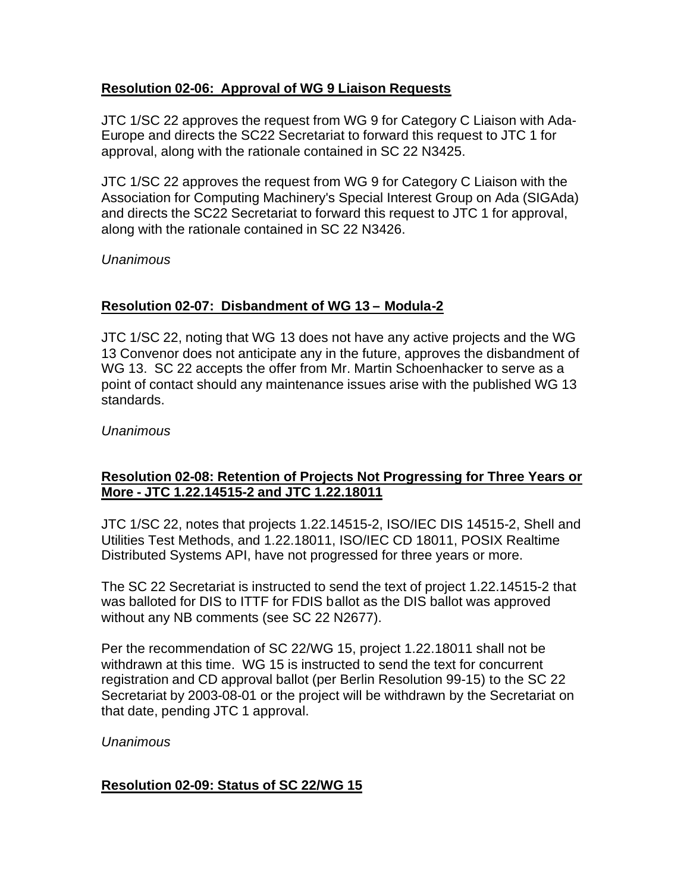## **Resolution 02-06: Approval of WG 9 Liaison Requests**

JTC 1/SC 22 approves the request from WG 9 for Category C Liaison with Ada-Europe and directs the SC22 Secretariat to forward this request to JTC 1 for approval, along with the rationale contained in SC 22 N3425.

JTC 1/SC 22 approves the request from WG 9 for Category C Liaison with the Association for Computing Machinery's Special Interest Group on Ada (SIGAda) and directs the SC22 Secretariat to forward this request to JTC 1 for approval, along with the rationale contained in SC 22 N3426.

*Unanimous*

## **Resolution 02-07: Disbandment of WG 13 – Modula-2**

JTC 1/SC 22, noting that WG 13 does not have any active projects and the WG 13 Convenor does not anticipate any in the future, approves the disbandment of WG 13. SC 22 accepts the offer from Mr. Martin Schoenhacker to serve as a point of contact should any maintenance issues arise with the published WG 13 standards.

*Unanimous*

## **Resolution 02-08: Retention of Projects Not Progressing for Three Years or More - JTC 1.22.14515-2 and JTC 1.22.18011**

JTC 1/SC 22, notes that projects 1.22.14515-2, ISO/IEC DIS 14515-2, Shell and Utilities Test Methods, and 1.22.18011, ISO/IEC CD 18011, POSIX Realtime Distributed Systems API, have not progressed for three years or more.

The SC 22 Secretariat is instructed to send the text of project 1.22.14515-2 that was balloted for DIS to ITTF for FDIS ballot as the DIS ballot was approved without any NB comments (see SC 22 N2677).

Per the recommendation of SC 22/WG 15, project 1.22.18011 shall not be withdrawn at this time. WG 15 is instructed to send the text for concurrent registration and CD approval ballot (per Berlin Resolution 99-15) to the SC 22 Secretariat by 2003-08-01 or the project will be withdrawn by the Secretariat on that date, pending JTC 1 approval.

*Unanimous*

## **Resolution 02-09: Status of SC 22/WG 15**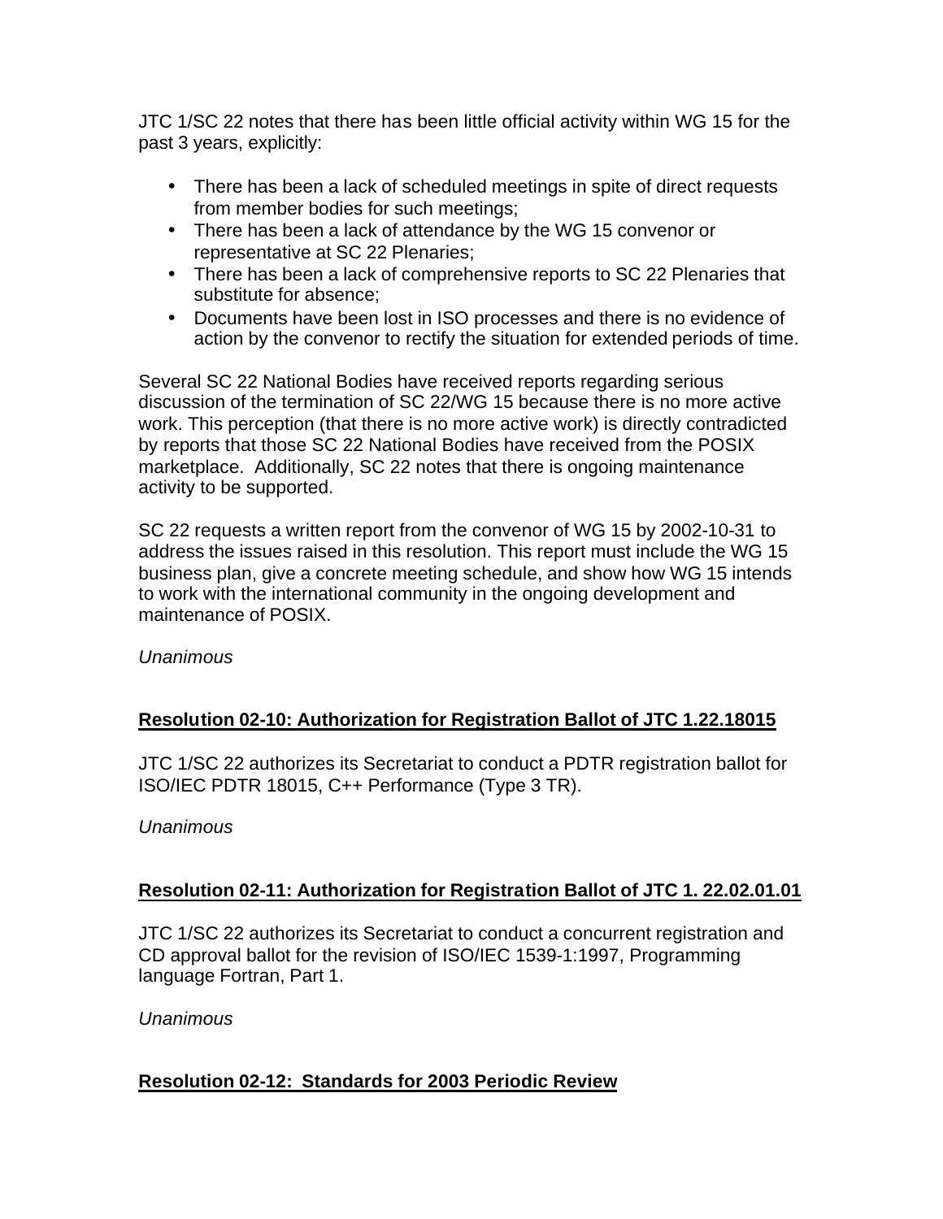JTC 1/SC 22 notes that there has been little official activity within WG 15 for the past 3 years, explicitly:

- There has been a lack of scheduled meetings in spite of direct requests from member bodies for such meetings;
- There has been a lack of attendance by the WG 15 convenor or representative at SC 22 Plenaries;
- There has been a lack of comprehensive reports to SC 22 Plenaries that substitute for absence;
- Documents have been lost in ISO processes and there is no evidence of action by the convenor to rectify the situation for extended periods of time.

Several SC 22 National Bodies have received reports regarding serious discussion of the termination of SC 22/WG 15 because there is no more active work. This perception (that there is no more active work) is directly contradicted by reports that those SC 22 National Bodies have received from the POSIX marketplace. Additionally, SC 22 notes that there is ongoing maintenance activity to be supported.

SC 22 requests a written report from the convenor of WG 15 by 2002-10-31 to address the issues raised in this resolution. This report must include the WG 15 business plan, give a concrete meeting schedule, and show how WG 15 intends to work with the international community in the ongoing development and maintenance of POSIX.

*Unanimous*

**Resolution 02-10: Authorization for Registration Ballot of JTC 1.22.18015**

JTC 1/SC 22 authorizes its Secretariat to conduct a PDTR registration ballot for ISO/IEC PDTR 18015, C++ Performance (Type 3 TR).

*Unanimous*

**Resolution 02-11: Authorization for Registration Ballot of JTC 1. 22.02.01.01**

JTC 1/SC 22 authorizes its Secretariat to conduct a concurrent registration and CD approval ballot for the revision of ISO/IEC 1539-1:1997, Programming language Fortran, Part 1.

*Unanimous*

**Resolution 02-12: Standards for 2003 Periodic Review**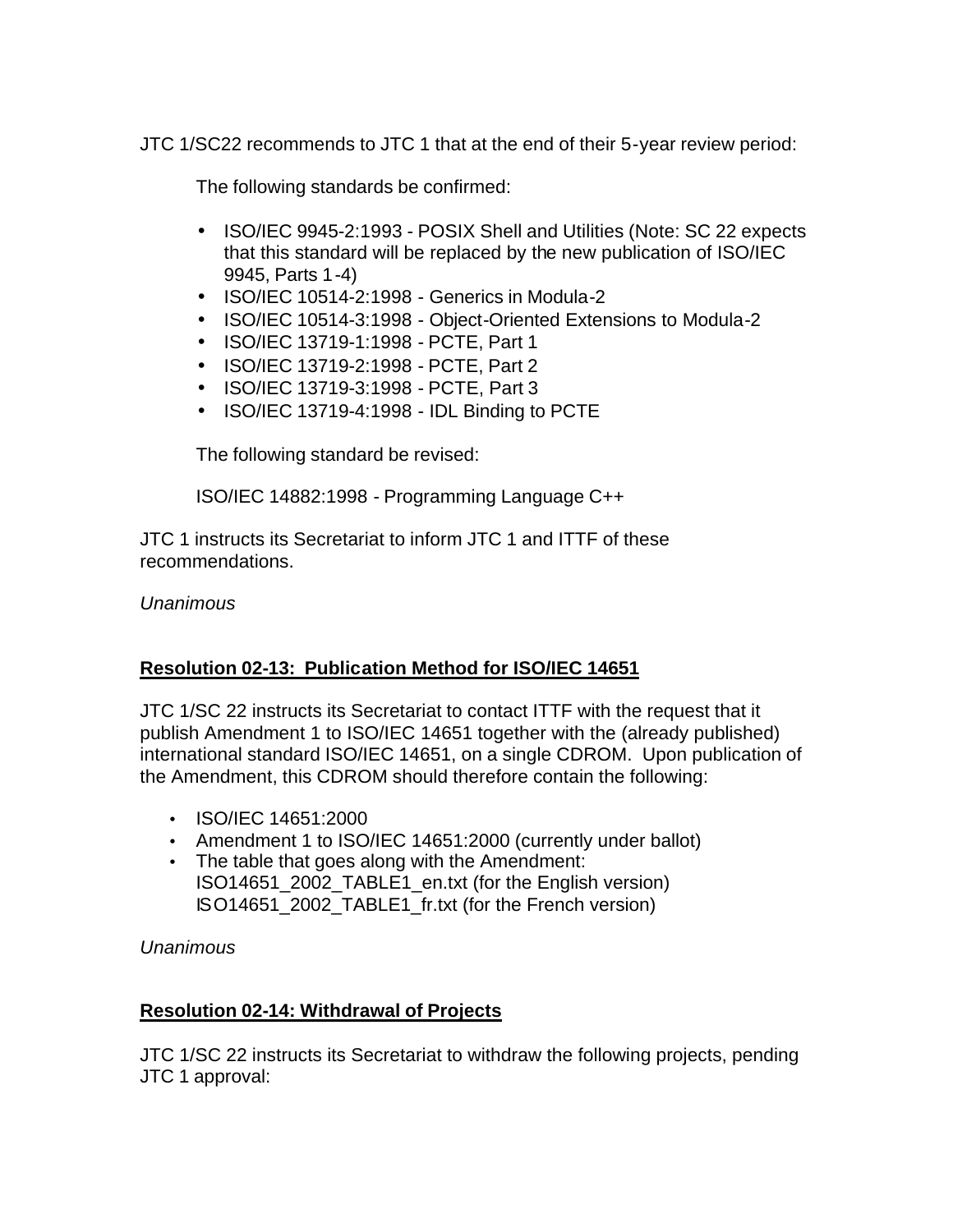JTC 1/SC22 recommends to JTC 1 that at the end of their 5-year review period:

The following standards be confirmed:

- ISO/IEC 9945-2:1993 - POSIX Shell and Utilities (Note: SC 22 expects that this standard will be replaced by the new publication of ISO/IEC 9945, Parts 1-4)
- ISO/IEC 10514-2:1998 - Generics in Modula-2
- ISO/IEC 10514-3:1998 - Object-Oriented Extensions to Modula-2
- ISO/IEC 13719-1:1998 - PCTE, Part 1
- ISO/IEC 13719-2:1998 - PCTE, Part 2
- ISO/IEC 13719-3:1998 - PCTE, Part 3
- ISO/IEC 13719-4:1998 - IDL Binding to PCTE

The following standard be revised:

ISO/IEC 14882:1998 - Programming Language C++

JTC 1 instructs its Secretariat to inform JTC 1 and ITTF of these recommendations.

*Unanimous*

## Resolution 02-13: Publication Method for ISO/IEC 14651

JTC 1/SC 22 instructs its Secretariat to contact ITTF with the request that it publish Amendment 1 to ISO/IEC 14651 together with the (already published) international standard ISO/IEC 14651, on a single CDROM. Upon publication of the Amendment, this CDROM should therefore contain the following:

- ISO/IEC 14651:2000
- Amendment 1 to ISO/IEC 14651:2000 (currently under ballot)
- The table that goes along with the Amendment: ISO14651_2002_TABLE1_en.txt (for the English version) ISO14651_2002_TABLE1_fr.txt (for the French version)

*Unanimous*

## Resolution 02-14: Withdrawal of Projects

JTC 1/SC 22 instructs its Secretariat to withdraw the following projects, pending JTC 1 approval: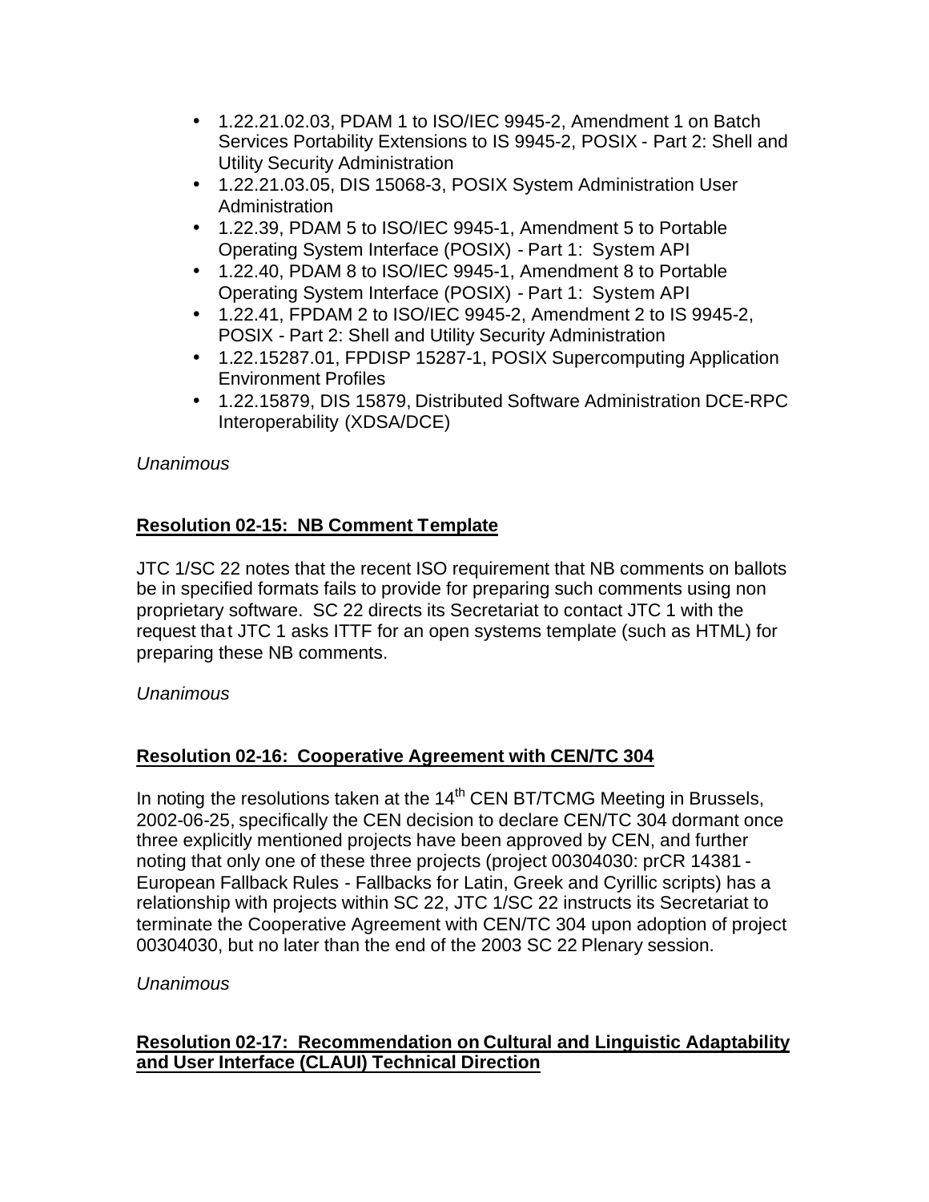- 1.22.21.02.03, PDAM 1 to ISO/IEC 9945-2, Amendment 1 on Batch Services Portability Extensions to IS 9945-2, POSIX - Part 2: Shell and Utility Security Administration
- 1.22.21.03.05, DIS 15068-3, POSIX System Administration User Administration
- 1.22.39, PDAM 5 to ISO/IEC 9945-1, Amendment 5 to Portable Operating System Interface (POSIX) - Part 1: System API
- 1.22.40, PDAM 8 to ISO/IEC 9945-1, Amendment 8 to Portable Operating System Interface (POSIX) - Part 1: System API
- 1.22.41, FPDAM 2 to ISO/IEC 9945-2, Amendment 2 to IS 9945-2, POSIX - Part 2: Shell and Utility Security Administration
- 1.22.15287.01, FPDISP 15287-1, POSIX Supercomputing Application Environment Profiles
- 1.22.15879, DIS 15879, Distributed Software Administration DCE-RPC Interoperability (XDSA/DCE)

*Unanimous*

**Resolution 02-15: NB Comment Template**

JTC 1/SC 22 notes that the recent ISO requirement that NB comments on ballots be in specified formats fails to provide for preparing such comments using non proprietary software. SC 22 directs its Secretariat to contact JTC 1 with the request that JTC 1 asks ITTF for an open systems template (such as HTML) for preparing these NB comments.

*Unanimous*

**Resolution 02-16: Cooperative Agreement with CEN/TC 304**

In noting the resolutions taken at the 14th CEN BT/TCMG Meeting in Brussels, 2002-06-25, specifically the CEN decision to declare CEN/TC 304 dormant once three explicitly mentioned projects have been approved by CEN, and further noting that only one of these three projects (project 00304030: prCR 14381 - European Fallback Rules - Fallbacks for Latin, Greek and Cyrillic scripts) has a relationship with projects within SC 22, JTC 1/SC 22 instructs its Secretariat to terminate the Cooperative Agreement with CEN/TC 304 upon adoption of project 00304030, but no later than the end of the 2003 SC 22 Plenary session.

*Unanimous*

**Resolution 02-17: Recommendation on Cultural and Linguistic Adaptability and User Interface (CLAUI) Technical Direction**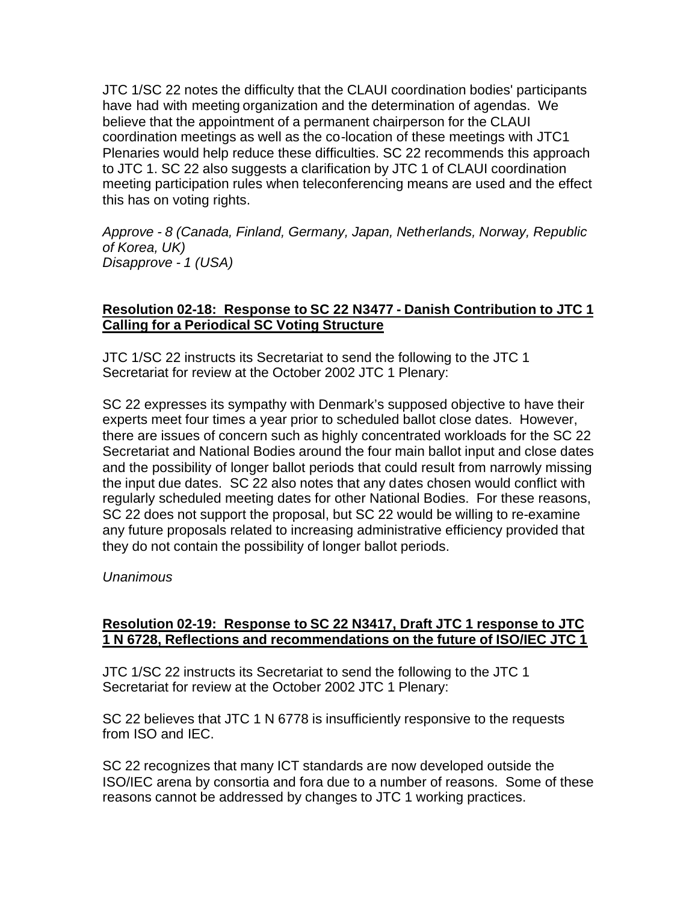JTC 1/SC 22 notes the difficulty that the CLAUI coordination bodies' participants have had with meeting organization and the determination of agendas. We believe that the appointment of a permanent chairperson for the CLAUI coordination meetings as well as the co-location of these meetings with JTC1 Plenaries would help reduce these difficulties. SC 22 recommends this approach to JTC 1. SC 22 also suggests a clarification by JTC 1 of CLAUI coordination meeting participation rules when teleconferencing means are used and the effect this has on voting rights.

*Approve - 8 (Canada, Finland, Germany, Japan, Netherlands, Norway, Republic of Korea, UK)*
*Disapprove - 1 (USA)*

### Resolution 02-18: Response to SC 22 N3477 - Danish Contribution to JTC 1 Calling for a Periodical SC Voting Structure

JTC 1/SC 22 instructs its Secretariat to send the following to the JTC 1 Secretariat for review at the October 2002 JTC 1 Plenary:

SC 22 expresses its sympathy with Denmark's supposed objective to have their experts meet four times a year prior to scheduled ballot close dates. However, there are issues of concern such as highly concentrated workloads for the SC 22 Secretariat and National Bodies around the four main ballot input and close dates and the possibility of longer ballot periods that could result from narrowly missing the input due dates. SC 22 also notes that any dates chosen would conflict with regularly scheduled meeting dates for other National Bodies. For these reasons, SC 22 does not support the proposal, but SC 22 would be willing to re-examine any future proposals related to increasing administrative efficiency provided that they do not contain the possibility of longer ballot periods.

*Unanimous*

### Resolution 02-19: Response to SC 22 N3417, Draft JTC 1 response to JTC 1 N 6728, Reflections and recommendations on the future of ISO/IEC JTC 1

JTC 1/SC 22 instructs its Secretariat to send the following to the JTC 1 Secretariat for review at the October 2002 JTC 1 Plenary:

SC 22 believes that JTC 1 N 6778 is insufficiently responsive to the requests from ISO and IEC.

SC 22 recognizes that many ICT standards are now developed outside the ISO/IEC arena by consortia and fora due to a number of reasons. Some of these reasons cannot be addressed by changes to JTC 1 working practices.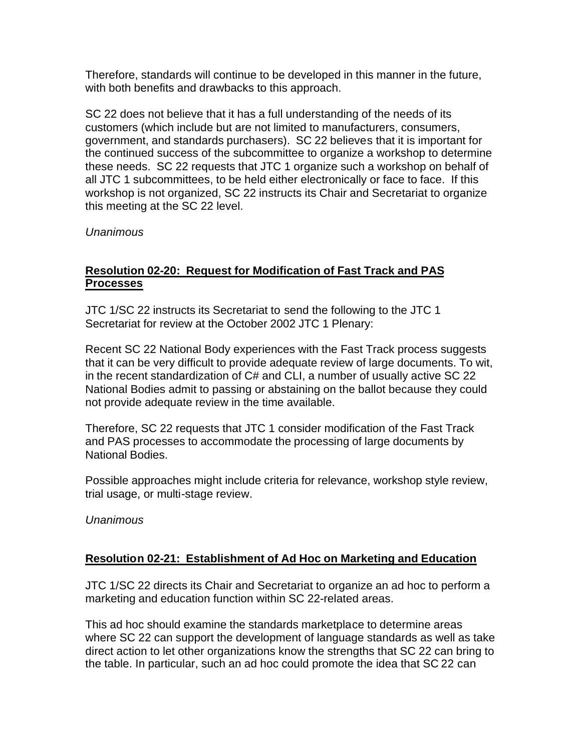Therefore, standards will continue to be developed in this manner in the future, with both benefits and drawbacks to this approach.

SC 22 does not believe that it has a full understanding of the needs of its customers (which include but are not limited to manufacturers, consumers, government, and standards purchasers). SC 22 believes that it is important for the continued success of the subcommittee to organize a workshop to determine these needs. SC 22 requests that JTC 1 organize such a workshop on behalf of all JTC 1 subcommittees, to be held either electronically or face to face. If this workshop is not organized, SC 22 instructs its Chair and Secretariat to organize this meeting at the SC 22 level.

*Unanimous*

## Resolution 02-20: Request for Modification of Fast Track and PAS Processes

JTC 1/SC 22 instructs its Secretariat to send the following to the JTC 1 Secretariat for review at the October 2002 JTC 1 Plenary:

Recent SC 22 National Body experiences with the Fast Track process suggests that it can be very difficult to provide adequate review of large documents. To wit, in the recent standardization of C# and CLI, a number of usually active SC 22 National Bodies admit to passing or abstaining on the ballot because they could not provide adequate review in the time available.

Therefore, SC 22 requests that JTC 1 consider modification of the Fast Track and PAS processes to accommodate the processing of large documents by National Bodies.

Possible approaches might include criteria for relevance, workshop style review, trial usage, or multi-stage review.

*Unanimous*

## Resolution 02-21: Establishment of Ad Hoc on Marketing and Education

JTC 1/SC 22 directs its Chair and Secretariat to organize an ad hoc to perform a marketing and education function within SC 22-related areas.

This ad hoc should examine the standards marketplace to determine areas where SC 22 can support the development of language standards as well as take direct action to let other organizations know the strengths that SC 22 can bring to the table. In particular, such an ad hoc could promote the idea that SC 22 can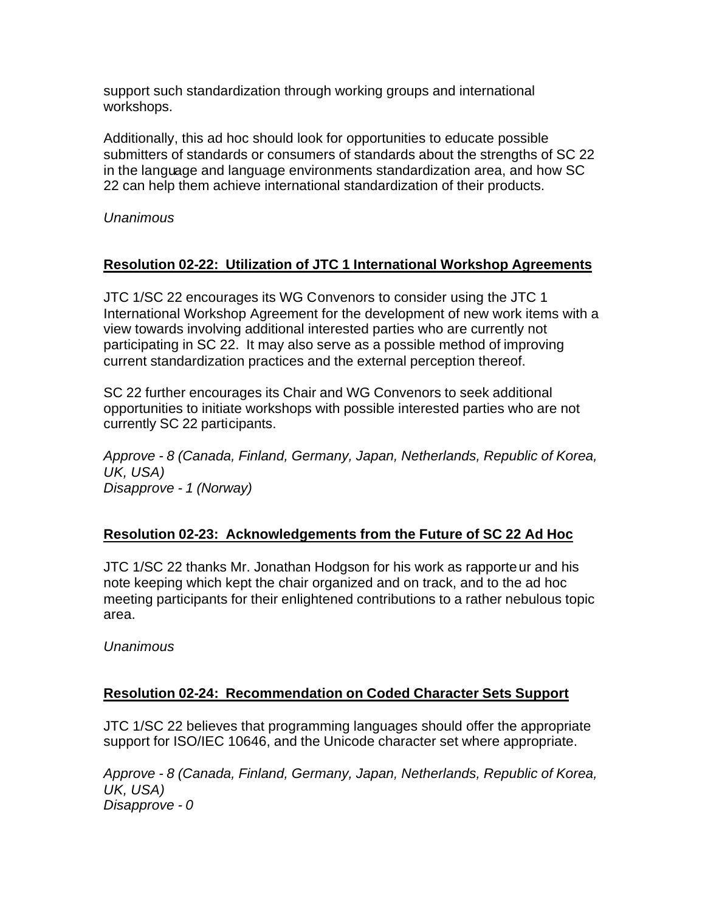support such standardization through working groups and international workshops.

Additionally, this ad hoc should look for opportunities to educate possible submitters of standards or consumers of standards about the strengths of SC 22 in the language and language environments standardization area, and how SC 22 can help them achieve international standardization of their products.

*Unanimous*

## **Resolution 02-22: Utilization of JTC 1 International Workshop Agreements**

JTC 1/SC 22 encourages its WG Convenors to consider using the JTC 1 International Workshop Agreement for the development of new work items with a view towards involving additional interested parties who are currently not participating in SC 22. It may also serve as a possible method of improving current standardization practices and the external perception thereof.

SC 22 further encourages its Chair and WG Convenors to seek additional opportunities to initiate workshops with possible interested parties who are not currently SC 22 participants.

*Approve - 8 (Canada, Finland, Germany, Japan, Netherlands, Republic of Korea, UK, USA)*
*Disapprove - 1 (Norway)*

## **Resolution 02-23: Acknowledgements from the Future of SC 22 Ad Hoc**

JTC 1/SC 22 thanks Mr. Jonathan Hodgson for his work as rapporteur and his note keeping which kept the chair organized and on track, and to the ad hoc meeting participants for their enlightened contributions to a rather nebulous topic area.

*Unanimous*

## **Resolution 02-24: Recommendation on Coded Character Sets Support**

JTC 1/SC 22 believes that programming languages should offer the appropriate support for ISO/IEC 10646, and the Unicode character set where appropriate.

*Approve - 8 (Canada, Finland, Germany, Japan, Netherlands, Republic of Korea, UK, USA)*
*Disapprove - 0*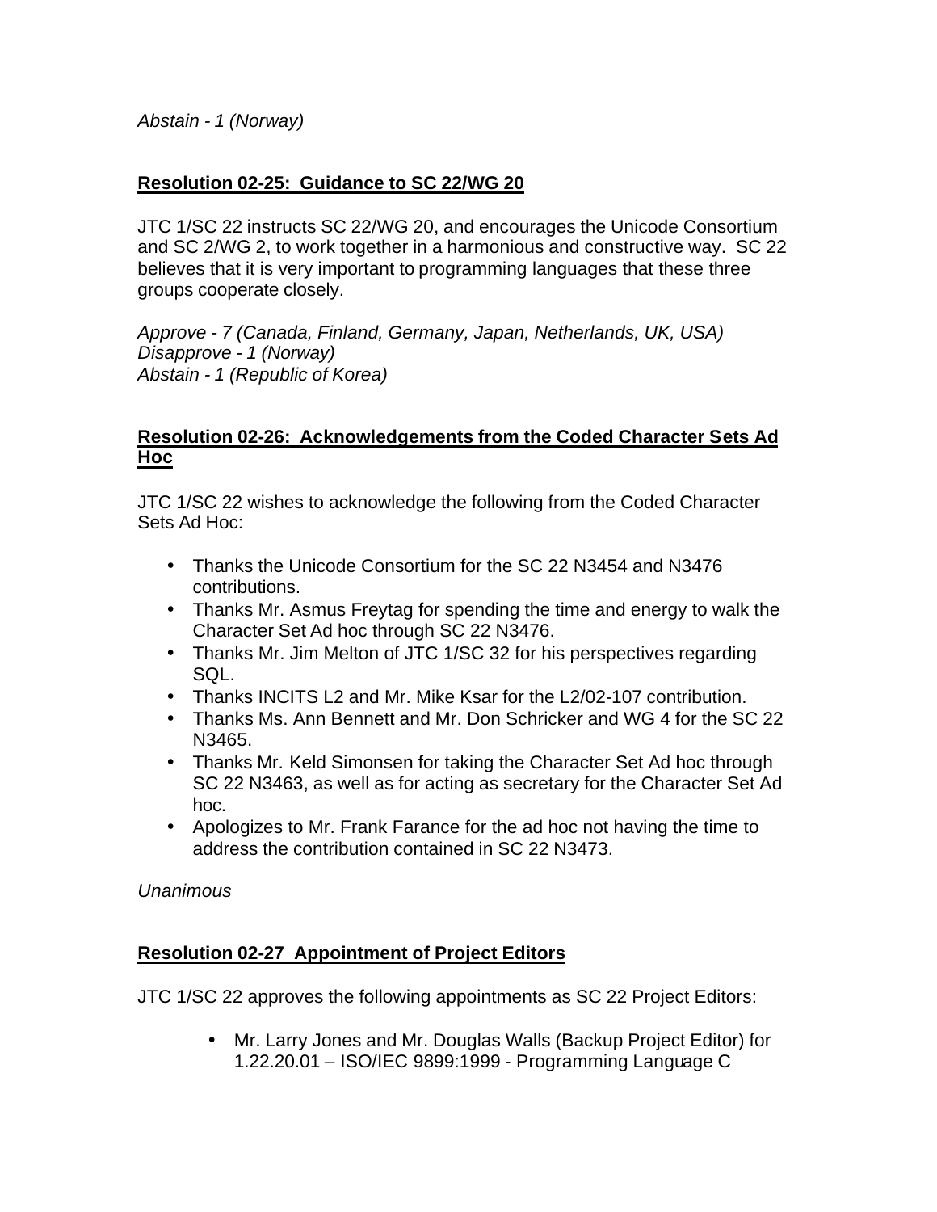*Abstain - 1 (Norway)*

## Resolution 02-25: Guidance to SC 22/WG 20

JTC 1/SC 22 instructs SC 22/WG 20, and encourages the Unicode Consortium and SC 2/WG 2, to work together in a harmonious and constructive way. SC 22 believes that it is very important to programming languages that these three groups cooperate closely.

*Approve - 7 (Canada, Finland, Germany, Japan, Netherlands, UK, USA)*
*Disapprove - 1 (Norway)*
*Abstain - 1 (Republic of Korea)*

## Resolution 02-26: Acknowledgements from the Coded Character Sets Ad Hoc

JTC 1/SC 22 wishes to acknowledge the following from the Coded Character Sets Ad Hoc:

- Thanks the Unicode Consortium for the SC 22 N3454 and N3476 contributions.
- Thanks Mr. Asmus Freytag for spending the time and energy to walk the Character Set Ad hoc through SC 22 N3476.
- Thanks Mr. Jim Melton of JTC 1/SC 32 for his perspectives regarding SQL.
- Thanks INCITS L2 and Mr. Mike Ksar for the L2/02-107 contribution.
- Thanks Ms. Ann Bennett and Mr. Don Schricker and WG 4 for the SC 22 N3465.
- Thanks Mr. Keld Simonsen for taking the Character Set Ad hoc through SC 22 N3463, as well as for acting as secretary for the Character Set Ad hoc.
- Apologizes to Mr. Frank Farance for the ad hoc not having the time to address the contribution contained in SC 22 N3473.

*Unanimous*

## Resolution 02-27 Appointment of Project Editors

JTC 1/SC 22 approves the following appointments as SC 22 Project Editors:

- Mr. Larry Jones and Mr. Douglas Walls (Backup Project Editor) for 1.22.20.01 – ISO/IEC 9899:1999 - Programming Language C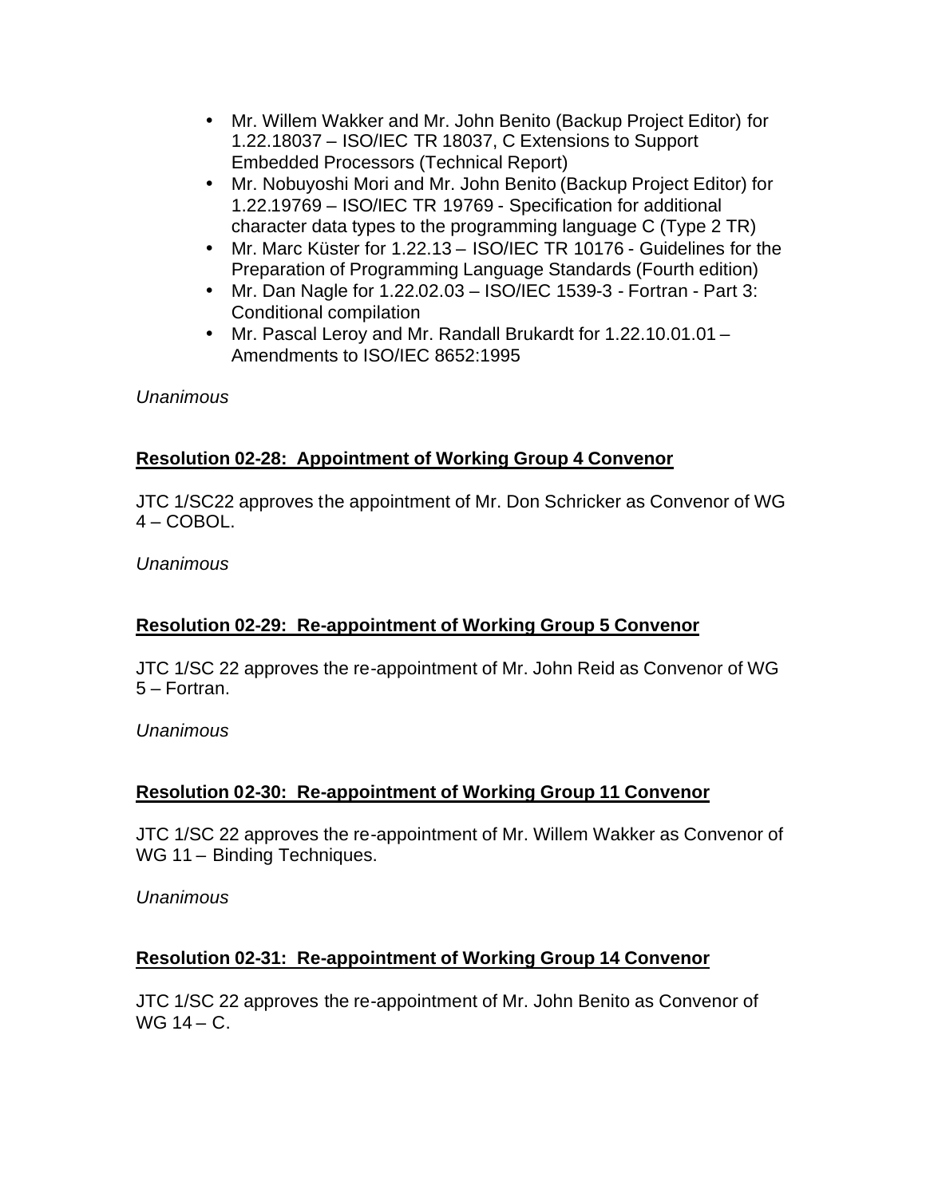- Mr. Willem Wakker and Mr. John Benito (Backup Project Editor) for 1.22.18037 – ISO/IEC TR 18037, C Extensions to Support Embedded Processors (Technical Report)
- Mr. Nobuyoshi Mori and Mr. John Benito (Backup Project Editor) for 1.22.19769 – ISO/IEC TR 19769 - Specification for additional character data types to the programming language C (Type 2 TR)
- Mr. Marc Küster for 1.22.13 – ISO/IEC TR 10176 - Guidelines for the Preparation of Programming Language Standards (Fourth edition)
- Mr. Dan Nagle for 1.22.02.03 – ISO/IEC 1539-3 - Fortran - Part 3: Conditional compilation
- Mr. Pascal Leroy and Mr. Randall Brukardt for 1.22.10.01.01 – Amendments to ISO/IEC 8652:1995

*Unanimous*

**Resolution 02-28: Appointment of Working Group 4 Convenor**

JTC 1/SC22 approves the appointment of Mr. Don Schricker as Convenor of WG 4 – COBOL.

*Unanimous*

**Resolution 02-29: Re-appointment of Working Group 5 Convenor**

JTC 1/SC 22 approves the re-appointment of Mr. John Reid as Convenor of WG 5 – Fortran.

*Unanimous*

**Resolution 02-30: Re-appointment of Working Group 11 Convenor**

JTC 1/SC 22 approves the re-appointment of Mr. Willem Wakker as Convenor of WG 11 – Binding Techniques.

*Unanimous*

**Resolution 02-31: Re-appointment of Working Group 14 Convenor**

JTC 1/SC 22 approves the re-appointment of Mr. John Benito as Convenor of WG 14 – C.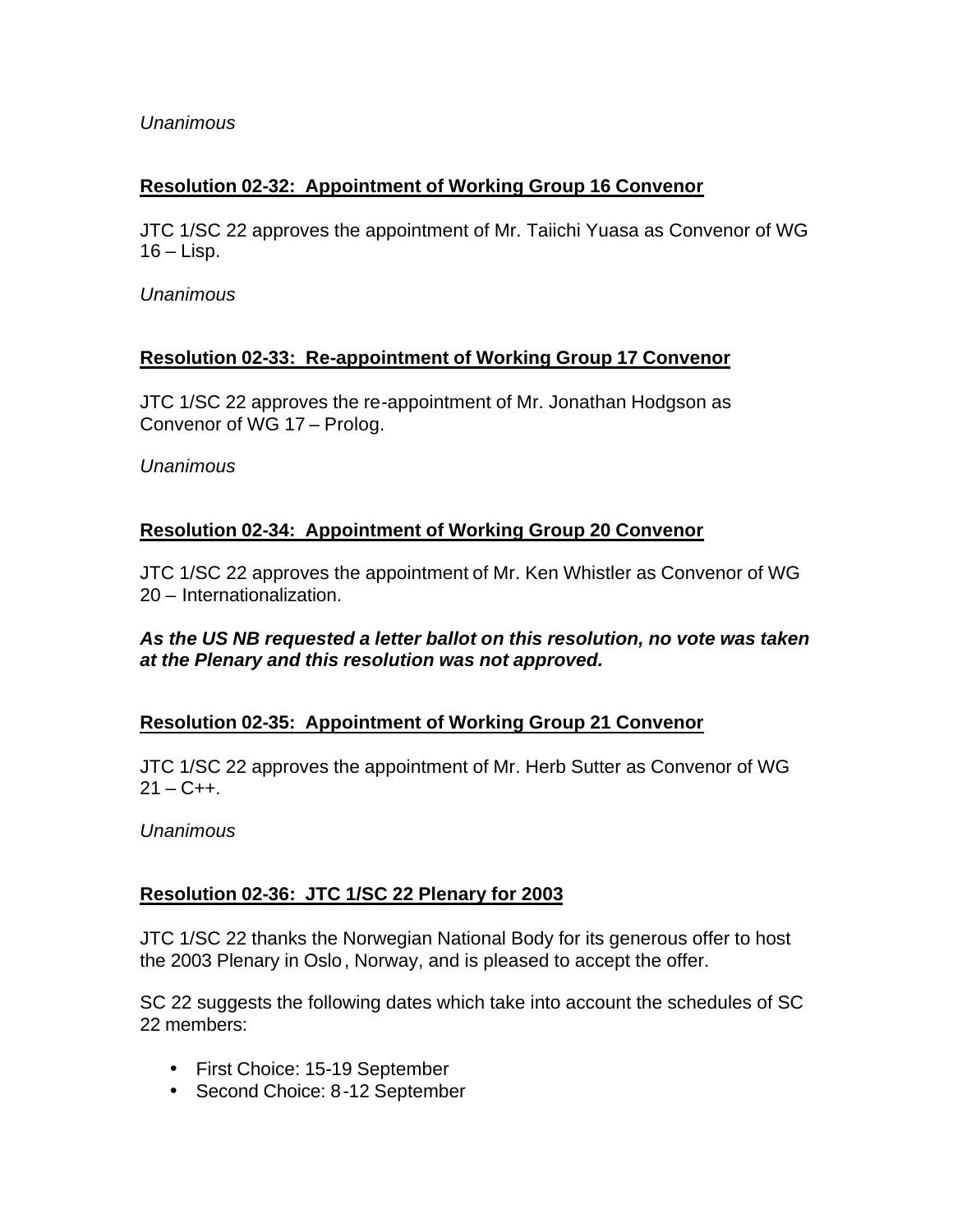*Unanimous*

**Resolution 02-32: Appointment of Working Group 16 Convenor**

JTC 1/SC 22 approves the appointment of Mr. Taiichi Yuasa as Convenor of WG 16 – Lisp.

*Unanimous*

**Resolution 02-33: Re-appointment of Working Group 17 Convenor**

JTC 1/SC 22 approves the re-appointment of Mr. Jonathan Hodgson as Convenor of WG 17 – Prolog.

*Unanimous*

**Resolution 02-34: Appointment of Working Group 20 Convenor**

JTC 1/SC 22 approves the appointment of Mr. Ken Whistler as Convenor of WG 20 – Internationalization.

***As the US NB requested a letter ballot on this resolution, no vote was taken at the Plenary and this resolution was not approved.***

**Resolution 02-35: Appointment of Working Group 21 Convenor**

JTC 1/SC 22 approves the appointment of Mr. Herb Sutter as Convenor of WG 21 – C++.

*Unanimous*

**Resolution 02-36: JTC 1/SC 22 Plenary for 2003**

JTC 1/SC 22 thanks the Norwegian National Body for its generous offer to host the 2003 Plenary in Oslo, Norway, and is pleased to accept the offer.

SC 22 suggests the following dates which take into account the schedules of SC 22 members:

- First Choice: 15-19 September
- Second Choice: 8-12 September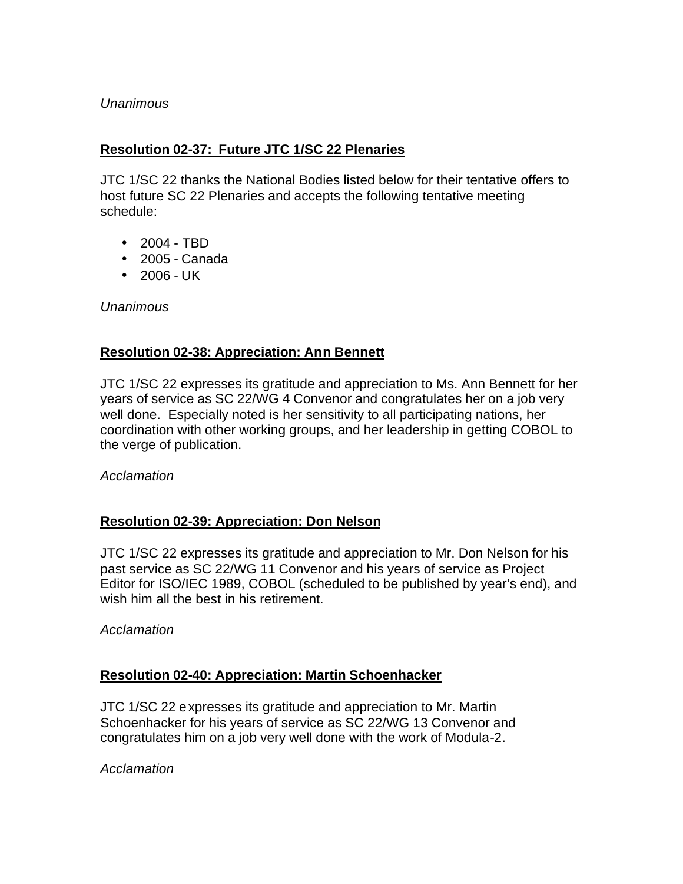*Unanimous*

**Resolution 02-37: Future JTC 1/SC 22 Plenaries**

JTC 1/SC 22 thanks the National Bodies listed below for their tentative offers to host future SC 22 Plenaries and accepts the following tentative meeting schedule:

- 2004 - TBD
- 2005 - Canada
- 2006 - UK

*Unanimous*

**Resolution 02-38: Appreciation: Ann Bennett**

JTC 1/SC 22 expresses its gratitude and appreciation to Ms. Ann Bennett for her years of service as SC 22/WG 4 Convenor and congratulates her on a job very well done. Especially noted is her sensitivity to all participating nations, her coordination with other working groups, and her leadership in getting COBOL to the verge of publication.

*Acclamation*

**Resolution 02-39: Appreciation: Don Nelson**

JTC 1/SC 22 expresses its gratitude and appreciation to Mr. Don Nelson for his past service as SC 22/WG 11 Convenor and his years of service as Project Editor for ISO/IEC 1989, COBOL (scheduled to be published by year's end), and wish him all the best in his retirement.

*Acclamation*

**Resolution 02-40: Appreciation: Martin Schoenhacker**

JTC 1/SC 22 expresses its gratitude and appreciation to Mr. Martin Schoenhacker for his years of service as SC 22/WG 13 Convenor and congratulates him on a job very well done with the work of Modula-2.

*Acclamation*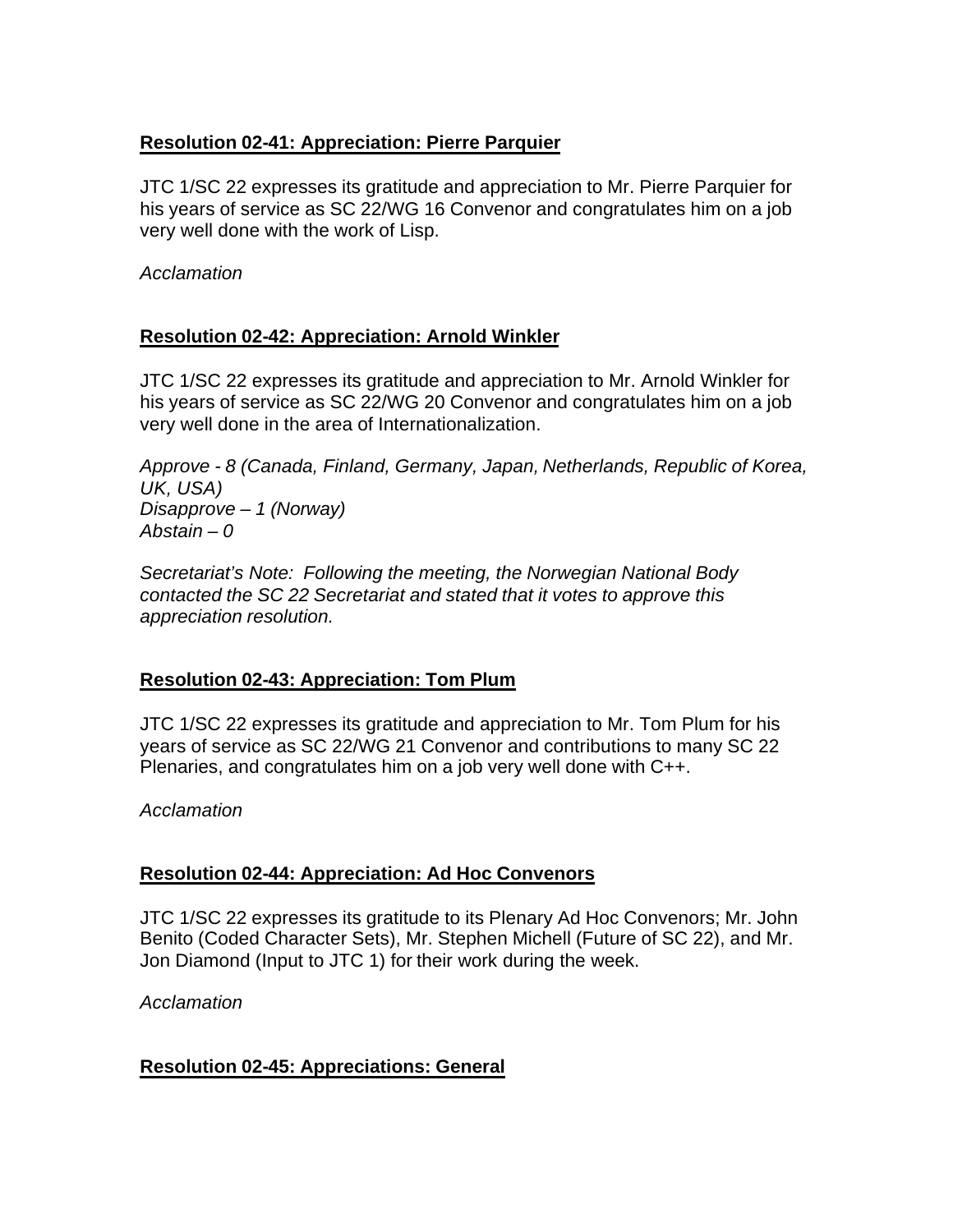**Resolution 02-41: Appreciation: Pierre Parquier**

JTC 1/SC 22 expresses its gratitude and appreciation to Mr. Pierre Parquier for his years of service as SC 22/WG 16 Convenor and congratulates him on a job very well done with the work of Lisp.

*Acclamation*

**Resolution 02-42: Appreciation: Arnold Winkler**

JTC 1/SC 22 expresses its gratitude and appreciation to Mr. Arnold Winkler for his years of service as SC 22/WG 20 Convenor and congratulates him on a job very well done in the area of Internationalization.

*Approve - 8 (Canada, Finland, Germany, Japan, Netherlands, Republic of Korea, UK, USA)*
*Disapprove – 1 (Norway)*
*Abstain – 0*

*Secretariat's Note: Following the meeting, the Norwegian National Body contacted the SC 22 Secretariat and stated that it votes to approve this appreciation resolution.*

**Resolution 02-43: Appreciation: Tom Plum**

JTC 1/SC 22 expresses its gratitude and appreciation to Mr. Tom Plum for his years of service as SC 22/WG 21 Convenor and contributions to many SC 22 Plenaries, and congratulates him on a job very well done with C++.

*Acclamation*

**Resolution 02-44: Appreciation: Ad Hoc Convenors**

JTC 1/SC 22 expresses its gratitude to its Plenary Ad Hoc Convenors; Mr. John Benito (Coded Character Sets), Mr. Stephen Michell (Future of SC 22), and Mr. Jon Diamond (Input to JTC 1) for their work during the week.

*Acclamation*

**Resolution 02-45: Appreciations: General**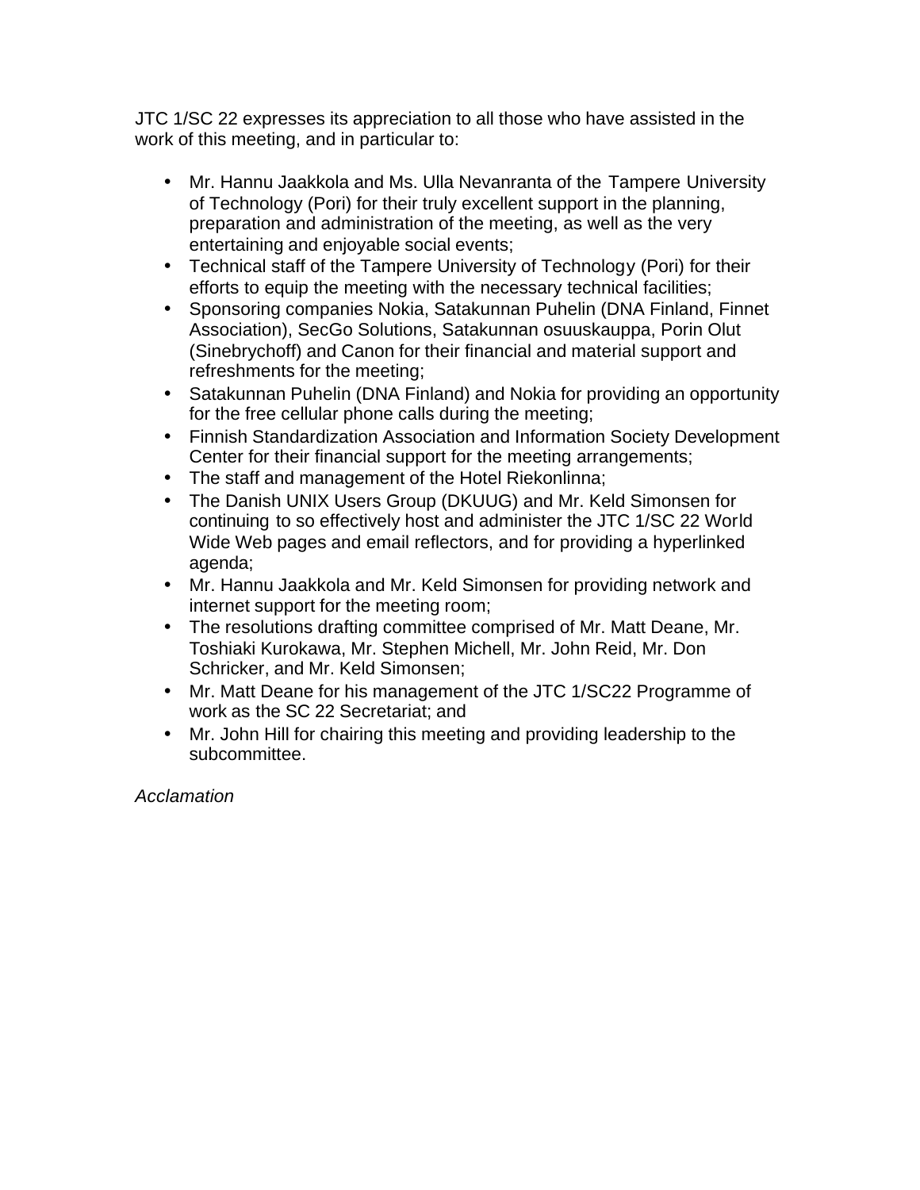JTC 1/SC 22 expresses its appreciation to all those who have assisted in the work of this meeting, and in particular to:

- Mr. Hannu Jaakkola and Ms. Ulla Nevanranta of the Tampere University of Technology (Pori) for their truly excellent support in the planning, preparation and administration of the meeting, as well as the very entertaining and enjoyable social events;
- Technical staff of the Tampere University of Technology (Pori) for their efforts to equip the meeting with the necessary technical facilities;
- Sponsoring companies Nokia, Satakunnan Puhelin (DNA Finland, Finnet Association), SecGo Solutions, Satakunnan osuuskauppa, Porin Olut (Sinebrychoff) and Canon for their financial and material support and refreshments for the meeting;
- Satakunnan Puhelin (DNA Finland) and Nokia for providing an opportunity for the free cellular phone calls during the meeting;
- Finnish Standardization Association and Information Society Development Center for their financial support for the meeting arrangements;
- The staff and management of the Hotel Riekonlinna;
- The Danish UNIX Users Group (DKUUG) and Mr. Keld Simonsen for continuing to so effectively host and administer the JTC 1/SC 22 World Wide Web pages and email reflectors, and for providing a hyperlinked agenda;
- Mr. Hannu Jaakkola and Mr. Keld Simonsen for providing network and internet support for the meeting room;
- The resolutions drafting committee comprised of Mr. Matt Deane, Mr. Toshiaki Kurokawa, Mr. Stephen Michell, Mr. John Reid, Mr. Don Schricker, and Mr. Keld Simonsen;
- Mr. Matt Deane for his management of the JTC 1/SC22 Programme of work as the SC 22 Secretariat; and
- Mr. John Hill for chairing this meeting and providing leadership to the subcommittee.

*Acclamation*